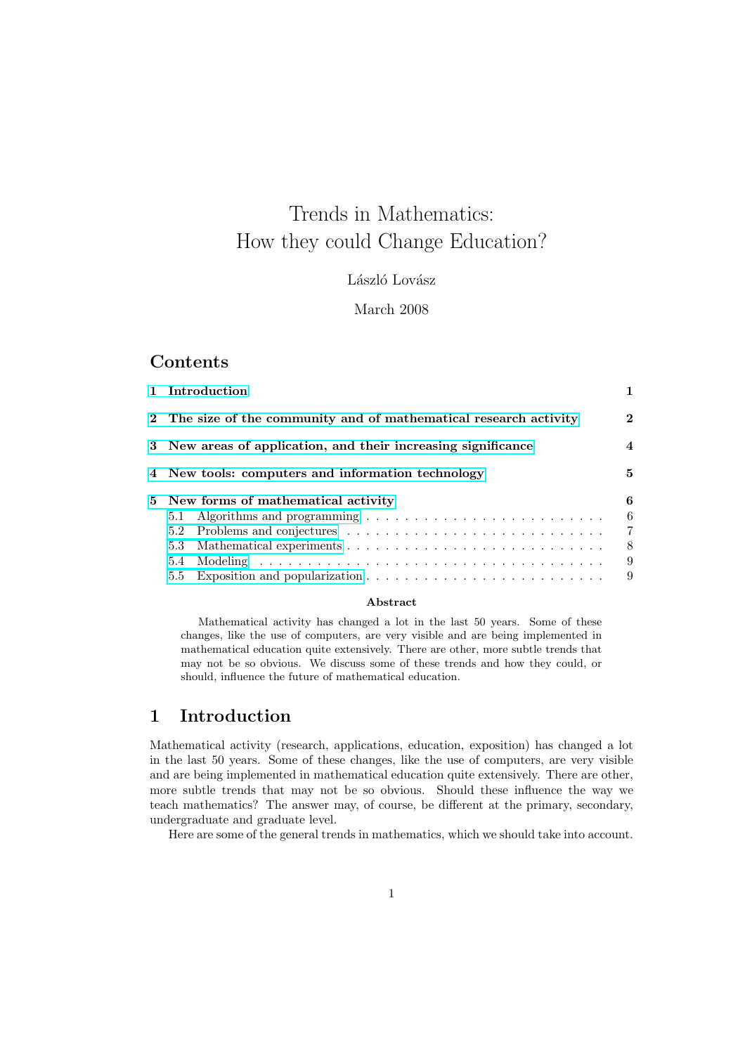# Trends in Mathematics: How they could Change Education?

László Lovász

March 2008

## Contents

1 Introduction 1

2 The size of the community and of mathematical research activity 2

3 New areas of application, and their increasing significance 4

4 New tools: computers and information technology 5

5 New forms of mathematical activity 6
- 5.1 Algorithms and programming 6
- 5.2 Problems and conjectures 7
- 5.3 Mathematical experiments 8
- 5.4 Modeling 9
- 5.5 Exposition and popularization 9

**Abstract**

Mathematical activity has changed a lot in the last 50 years. Some of these changes, like the use of computers, are very visible and are being implemented in mathematical education quite extensively. There are other, more subtle trends that may not be so obvious. We discuss some of these trends and how they could, or should, influence the future of mathematical education.

## 1 Introduction

Mathematical activity (research, applications, education, exposition) has changed a lot in the last 50 years. Some of these changes, like the use of computers, are very visible and are being implemented in mathematical education quite extensively. There are other, more subtle trends that may not be so obvious. Should these influence the way we teach mathematics? The answer may, of course, be different at the primary, secondary, undergraduate and graduate level.

Here are some of the general trends in mathematics, which we should take into account.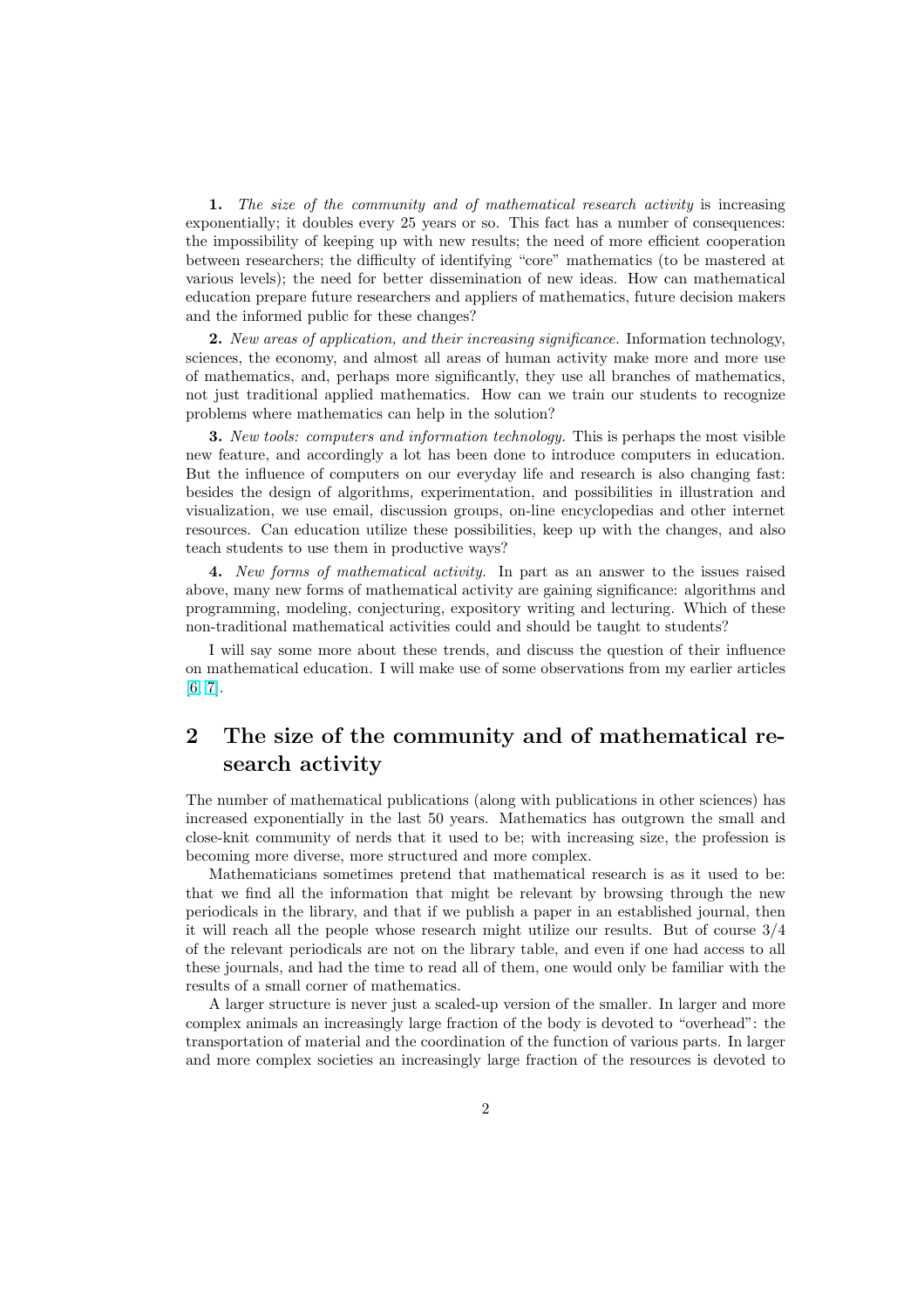**1.** *The size of the community and of mathematical research activity* is increasing exponentially; it doubles every 25 years or so. This fact has a number of consequences: the impossibility of keeping up with new results; the need of more efficient cooperation between researchers; the difficulty of identifying "core" mathematics (to be mastered at various levels); the need for better dissemination of new ideas. How can mathematical education prepare future researchers and appliers of mathematics, future decision makers and the informed public for these changes?

**2.** *New areas of application, and their increasing significance.* Information technology, sciences, the economy, and almost all areas of human activity make more and more use of mathematics, and, perhaps more significantly, they use all branches of mathematics, not just traditional applied mathematics. How can we train our students to recognize problems where mathematics can help in the solution?

**3.** *New tools: computers and information technology.* This is perhaps the most visible new feature, and accordingly a lot has been done to introduce computers in education. But the influence of computers on our everyday life and research is also changing fast: besides the design of algorithms, experimentation, and possibilities in illustration and visualization, we use email, discussion groups, on-line encyclopedias and other internet resources. Can education utilize these possibilities, keep up with the changes, and also teach students to use them in productive ways?

**4.** *New forms of mathematical activity.* In part as an answer to the issues raised above, many new forms of mathematical activity are gaining significance: algorithms and programming, modeling, conjecturing, expository writing and lecturing. Which of these non-traditional mathematical activities could and should be taught to students?

I will say some more about these trends, and discuss the question of their influence on mathematical education. I will make use of some observations from my earlier articles [6, 7].

## 2 The size of the community and of mathematical research activity

The number of mathematical publications (along with publications in other sciences) has increased exponentially in the last 50 years. Mathematics has outgrown the small and close-knit community of nerds that it used to be; with increasing size, the profession is becoming more diverse, more structured and more complex.

Mathematicians sometimes pretend that mathematical research is as it used to be: that we find all the information that might be relevant by browsing through the new periodicals in the library, and that if we publish a paper in an established journal, then it will reach all the people whose research might utilize our results. But of course 3/4 of the relevant periodicals are not on the library table, and even if one had access to all these journals, and had the time to read all of them, one would only be familiar with the results of a small corner of mathematics.

A larger structure is never just a scaled-up version of the smaller. In larger and more complex animals an increasingly large fraction of the body is devoted to "overhead": the transportation of material and the coordination of the function of various parts. In larger and more complex societies an increasingly large fraction of the resources is devoted to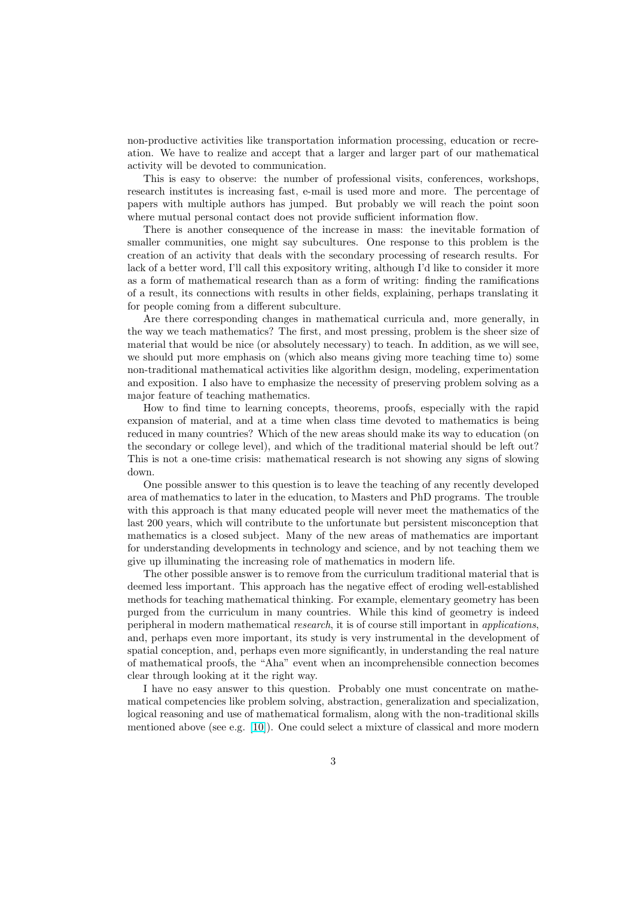non-productive activities like transportation information processing, education or recreation. We have to realize and accept that a larger and larger part of our mathematical activity will be devoted to communication.

This is easy to observe: the number of professional visits, conferences, workshops, research institutes is increasing fast, e-mail is used more and more. The percentage of papers with multiple authors has jumped. But probably we will reach the point soon where mutual personal contact does not provide sufficient information flow.

There is another consequence of the increase in mass: the inevitable formation of smaller communities, one might say subcultures. One response to this problem is the creation of an activity that deals with the secondary processing of research results. For lack of a better word, I'll call this expository writing, although I'd like to consider it more as a form of mathematical research than as a form of writing: finding the ramifications of a result, its connections with results in other fields, explaining, perhaps translating it for people coming from a different subculture.

Are there corresponding changes in mathematical curricula and, more generally, in the way we teach mathematics? The first, and most pressing, problem is the sheer size of material that would be nice (or absolutely necessary) to teach. In addition, as we will see, we should put more emphasis on (which also means giving more teaching time to) some non-traditional mathematical activities like algorithm design, modeling, experimentation and exposition. I also have to emphasize the necessity of preserving problem solving as a major feature of teaching mathematics.

How to find time to learning concepts, theorems, proofs, especially with the rapid expansion of material, and at a time when class time devoted to mathematics is being reduced in many countries? Which of the new areas should make its way to education (on the secondary or college level), and which of the traditional material should be left out? This is not a one-time crisis: mathematical research is not showing any signs of slowing down.

One possible answer to this question is to leave the teaching of any recently developed area of mathematics to later in the education, to Masters and PhD programs. The trouble with this approach is that many educated people will never meet the mathematics of the last 200 years, which will contribute to the unfortunate but persistent misconception that mathematics is a closed subject. Many of the new areas of mathematics are important for understanding developments in technology and science, and by not teaching them we give up illuminating the increasing role of mathematics in modern life.

The other possible answer is to remove from the curriculum traditional material that is deemed less important. This approach has the negative effect of eroding well-established methods for teaching mathematical thinking. For example, elementary geometry has been purged from the curriculum in many countries. While this kind of geometry is indeed peripheral in modern mathematical *research*, it is of course still important in *applications*, and, perhaps even more important, its study is very instrumental in the development of spatial conception, and, perhaps even more significantly, in understanding the real nature of mathematical proofs, the "Aha" event when an incomprehensible connection becomes clear through looking at it the right way.

I have no easy answer to this question. Probably one must concentrate on mathematical competencies like problem solving, abstraction, generalization and specialization, logical reasoning and use of mathematical formalism, along with the non-traditional skills mentioned above (see e.g. [10]). One could select a mixture of classical and more modern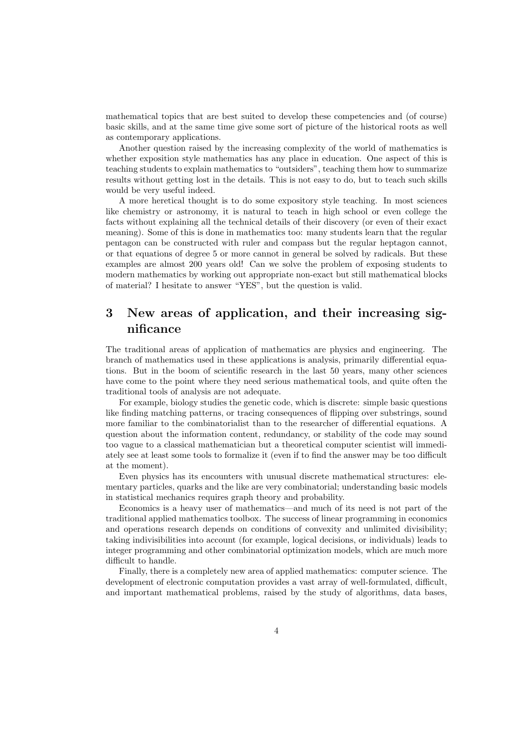mathematical topics that are best suited to develop these competencies and (of course) basic skills, and at the same time give some sort of picture of the historical roots as well as contemporary applications.

Another question raised by the increasing complexity of the world of mathematics is whether exposition style mathematics has any place in education. One aspect of this is teaching students to explain mathematics to "outsiders", teaching them how to summarize results without getting lost in the details. This is not easy to do, but to teach such skills would be very useful indeed.

A more heretical thought is to do some expository style teaching. In most sciences like chemistry or astronomy, it is natural to teach in high school or even college the facts without explaining all the technical details of their discovery (or even of their exact meaning). Some of this is done in mathematics too: many students learn that the regular pentagon can be constructed with ruler and compass but the regular heptagon cannot, or that equations of degree 5 or more cannot in general be solved by radicals. But these examples are almost 200 years old! Can we solve the problem of exposing students to modern mathematics by working out appropriate non-exact but still mathematical blocks of material? I hesitate to answer "YES", but the question is valid.

## 3 New areas of application, and their increasing significance

The traditional areas of application of mathematics are physics and engineering. The branch of mathematics used in these applications is analysis, primarily differential equations. But in the boom of scientific research in the last 50 years, many other sciences have come to the point where they need serious mathematical tools, and quite often the traditional tools of analysis are not adequate.

For example, biology studies the genetic code, which is discrete: simple basic questions like finding matching patterns, or tracing consequences of flipping over substrings, sound more familiar to the combinatorialist than to the researcher of differential equations. A question about the information content, redundancy, or stability of the code may sound too vague to a classical mathematician but a theoretical computer scientist will immediately see at least some tools to formalize it (even if to find the answer may be too difficult at the moment).

Even physics has its encounters with unusual discrete mathematical structures: elementary particles, quarks and the like are very combinatorial; understanding basic models in statistical mechanics requires graph theory and probability.

Economics is a heavy user of mathematics—and much of its need is not part of the traditional applied mathematics toolbox. The success of linear programming in economics and operations research depends on conditions of convexity and unlimited divisibility; taking indivisibilities into account (for example, logical decisions, or individuals) leads to integer programming and other combinatorial optimization models, which are much more difficult to handle.

Finally, there is a completely new area of applied mathematics: computer science. The development of electronic computation provides a vast array of well-formulated, difficult, and important mathematical problems, raised by the study of algorithms, data bases,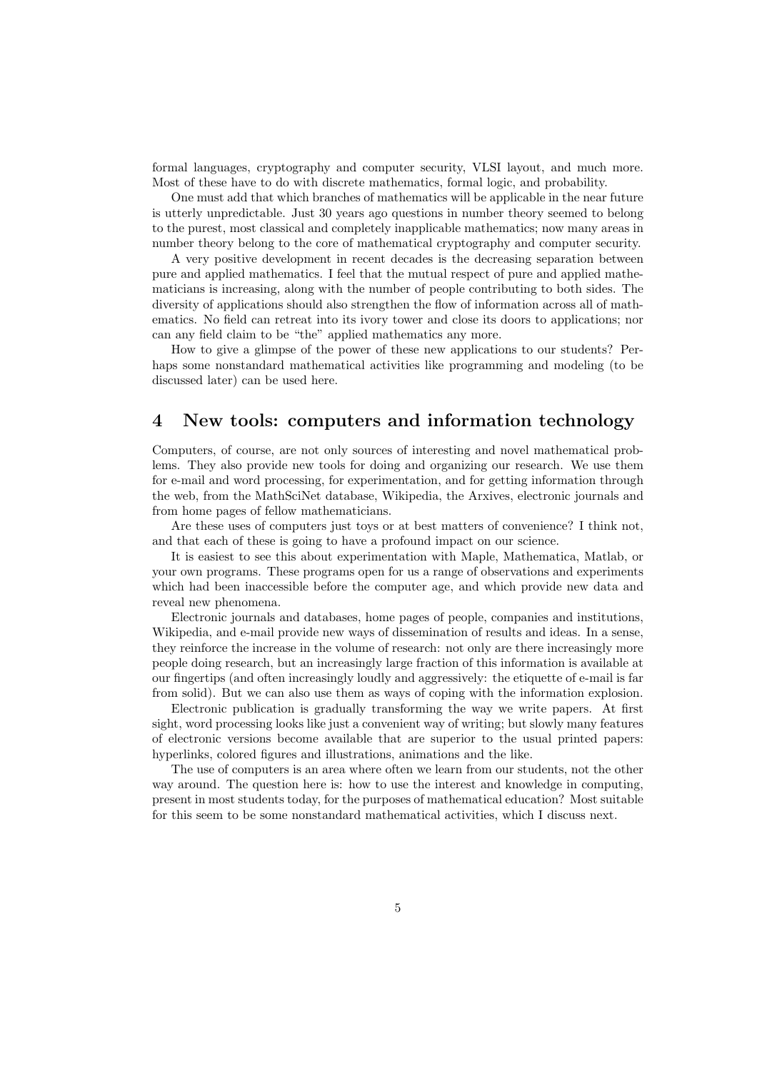formal languages, cryptography and computer security, VLSI layout, and much more. Most of these have to do with discrete mathematics, formal logic, and probability.

One must add that which branches of mathematics will be applicable in the near future is utterly unpredictable. Just 30 years ago questions in number theory seemed to belong to the purest, most classical and completely inapplicable mathematics; now many areas in number theory belong to the core of mathematical cryptography and computer security.

A very positive development in recent decades is the decreasing separation between pure and applied mathematics. I feel that the mutual respect of pure and applied mathematicians is increasing, along with the number of people contributing to both sides. The diversity of applications should also strengthen the flow of information across all of mathematics. No field can retreat into its ivory tower and close its doors to applications; nor can any field claim to be "the" applied mathematics any more.

How to give a glimpse of the power of these new applications to our students? Perhaps some nonstandard mathematical activities like programming and modeling (to be discussed later) can be used here.

## 4 New tools: computers and information technology

Computers, of course, are not only sources of interesting and novel mathematical problems. They also provide new tools for doing and organizing our research. We use them for e-mail and word processing, for experimentation, and for getting information through the web, from the MathSciNet database, Wikipedia, the Arxives, electronic journals and from home pages of fellow mathematicians.

Are these uses of computers just toys or at best matters of convenience? I think not, and that each of these is going to have a profound impact on our science.

It is easiest to see this about experimentation with Maple, Mathematica, Matlab, or your own programs. These programs open for us a range of observations and experiments which had been inaccessible before the computer age, and which provide new data and reveal new phenomena.

Electronic journals and databases, home pages of people, companies and institutions, Wikipedia, and e-mail provide new ways of dissemination of results and ideas. In a sense, they reinforce the increase in the volume of research: not only are there increasingly more people doing research, but an increasingly large fraction of this information is available at our fingertips (and often increasingly loudly and aggressively: the etiquette of e-mail is far from solid). But we can also use them as ways of coping with the information explosion.

Electronic publication is gradually transforming the way we write papers. At first sight, word processing looks like just a convenient way of writing; but slowly many features of electronic versions become available that are superior to the usual printed papers: hyperlinks, colored figures and illustrations, animations and the like.

The use of computers is an area where often we learn from our students, not the other way around. The question here is: how to use the interest and knowledge in computing, present in most students today, for the purposes of mathematical education? Most suitable for this seem to be some nonstandard mathematical activities, which I discuss next.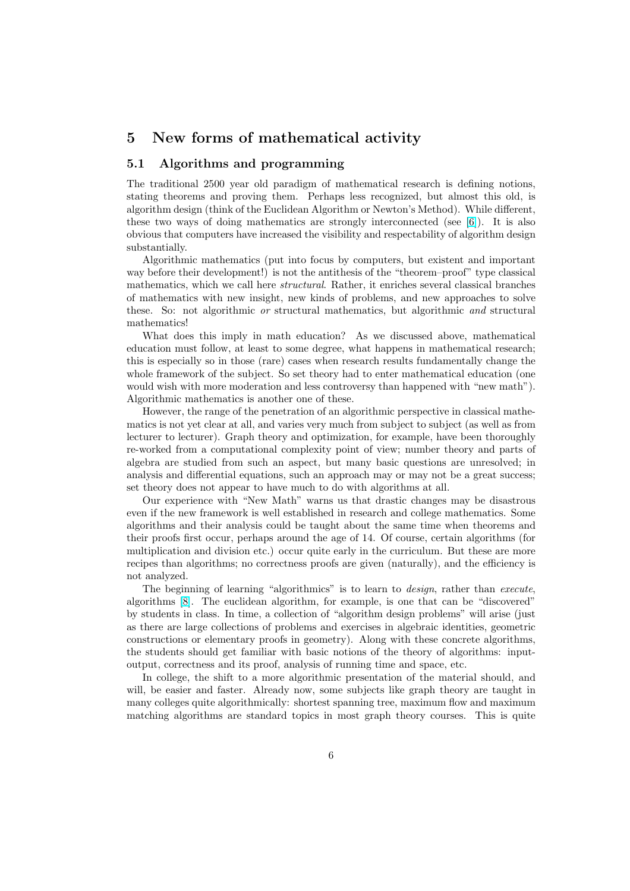## 5 New forms of mathematical activity

### 5.1 Algorithms and programming

The traditional 2500 year old paradigm of mathematical research is defining notions, stating theorems and proving them. Perhaps less recognized, but almost this old, is algorithm design (think of the Euclidean Algorithm or Newton's Method). While different, these two ways of doing mathematics are strongly interconnected (see [6]). It is also obvious that computers have increased the visibility and respectability of algorithm design substantially.

Algorithmic mathematics (put into focus by computers, but existent and important way before their development!) is not the antithesis of the "theorem–proof" type classical mathematics, which we call here *structural*. Rather, it enriches several classical branches of mathematics with new insight, new kinds of problems, and new approaches to solve these. So: not algorithmic *or* structural mathematics, but algorithmic *and* structural mathematics!

What does this imply in math education? As we discussed above, mathematical education must follow, at least to some degree, what happens in mathematical research; this is especially so in those (rare) cases when research results fundamentally change the whole framework of the subject. So set theory had to enter mathematical education (one would wish with more moderation and less controversy than happened with "new math"). Algorithmic mathematics is another one of these.

However, the range of the penetration of an algorithmic perspective in classical mathematics is not yet clear at all, and varies very much from subject to subject (as well as from lecturer to lecturer). Graph theory and optimization, for example, have been thoroughly re-worked from a computational complexity point of view; number theory and parts of algebra are studied from such an aspect, but many basic questions are unresolved; in analysis and differential equations, such an approach may or may not be a great success; set theory does not appear to have much to do with algorithms at all.

Our experience with "New Math" warns us that drastic changes may be disastrous even if the new framework is well established in research and college mathematics. Some algorithms and their analysis could be taught about the same time when theorems and their proofs first occur, perhaps around the age of 14. Of course, certain algorithms (for multiplication and division etc.) occur quite early in the curriculum. But these are more recipes than algorithms; no correctness proofs are given (naturally), and the efficiency is not analyzed.

The beginning of learning "algorithmics" is to learn to *design*, rather than *execute*, algorithms [8]. The euclidean algorithm, for example, is one that can be "discovered" by students in class. In time, a collection of "algorithm design problems" will arise (just as there are large collections of problems and exercises in algebraic identities, geometric constructions or elementary proofs in geometry). Along with these concrete algorithms, the students should get familiar with basic notions of the theory of algorithms: input-output, correctness and its proof, analysis of running time and space, etc.

In college, the shift to a more algorithmic presentation of the material should, and will, be easier and faster. Already now, some subjects like graph theory are taught in many colleges quite algorithmically: shortest spanning tree, maximum flow and maximum matching algorithms are standard topics in most graph theory courses. This is quite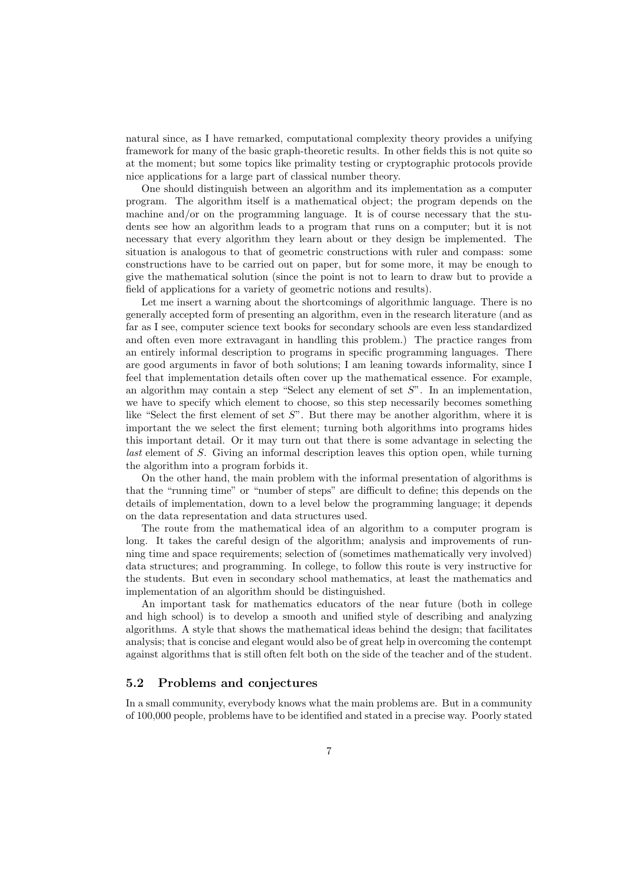natural since, as I have remarked, computational complexity theory provides a unifying framework for many of the basic graph-theoretic results. In other fields this is not quite so at the moment; but some topics like primality testing or cryptographic protocols provide nice applications for a large part of classical number theory.

One should distinguish between an algorithm and its implementation as a computer program. The algorithm itself is a mathematical object; the program depends on the machine and/or on the programming language. It is of course necessary that the students see how an algorithm leads to a program that runs on a computer; but it is not necessary that every algorithm they learn about or they design be implemented. The situation is analogous to that of geometric constructions with ruler and compass: some constructions have to be carried out on paper, but for some more, it may be enough to give the mathematical solution (since the point is not to learn to draw but to provide a field of applications for a variety of geometric notions and results).

Let me insert a warning about the shortcomings of algorithmic language. There is no generally accepted form of presenting an algorithm, even in the research literature (and as far as I see, computer science text books for secondary schools are even less standardized and often even more extravagant in handling this problem.) The practice ranges from an entirely informal description to programs in specific programming languages. There are good arguments in favor of both solutions; I am leaning towards informality, since I feel that implementation details often cover up the mathematical essence. For example, an algorithm may contain a step "Select any element of set $S$". In an implementation, we have to specify which element to choose, so this step necessarily becomes something like "Select the first element of set $S$". But there may be another algorithm, where it is important the we select the first element; turning both algorithms into programs hides this important detail. Or it may turn out that there is some advantage in selecting the *last* element of $S$. Giving an informal description leaves this option open, while turning the algorithm into a program forbids it.

On the other hand, the main problem with the informal presentation of algorithms is that the "running time" or "number of steps" are difficult to define; this depends on the details of implementation, down to a level below the programming language; it depends on the data representation and data structures used.

The route from the mathematical idea of an algorithm to a computer program is long. It takes the careful design of the algorithm; analysis and improvements of running time and space requirements; selection of (sometimes mathematically very involved) data structures; and programming. In college, to follow this route is very instructive for the students. But even in secondary school mathematics, at least the mathematics and implementation of an algorithm should be distinguished.

An important task for mathematics educators of the near future (both in college and high school) is to develop a smooth and unified style of describing and analyzing algorithms. A style that shows the mathematical ideas behind the design; that facilitates analysis; that is concise and elegant would also be of great help in overcoming the contempt against algorithms that is still often felt both on the side of the teacher and of the student.

### 5.2 Problems and conjectures

In a small community, everybody knows what the main problems are. But in a community of 100,000 people, problems have to be identified and stated in a precise way. Poorly stated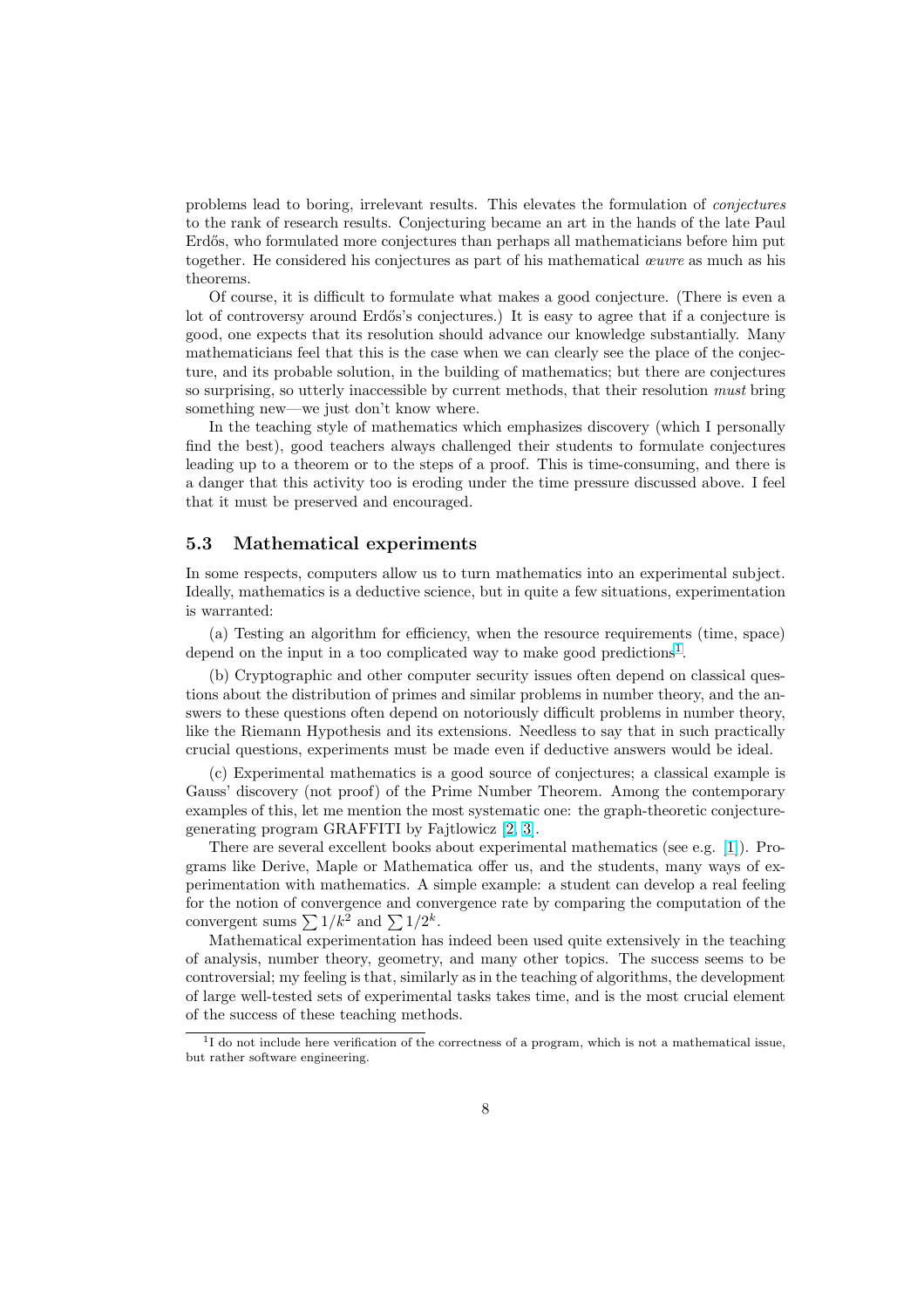problems lead to boring, irrelevant results. This elevates the formulation of *conjectures* to the rank of research results. Conjecturing became an art in the hands of the late Paul Erdős, who formulated more conjectures than perhaps all mathematicians before him put together. He considered his conjectures as part of his mathematical *œuvre* as much as his theorems.

Of course, it is difficult to formulate what makes a good conjecture. (There is even a lot of controversy around Erdős's conjectures.) It is easy to agree that if a conjecture is good, one expects that its resolution should advance our knowledge substantially. Many mathematicians feel that this is the case when we can clearly see the place of the conjecture, and its probable solution, in the building of mathematics; but there are conjectures so surprising, so utterly inaccessible by current methods, that their resolution *must* bring something new—we just don't know where.

In the teaching style of mathematics which emphasizes discovery (which I personally find the best), good teachers always challenged their students to formulate conjectures leading up to a theorem or to the steps of a proof. This is time-consuming, and there is a danger that this activity too is eroding under the time pressure discussed above. I feel that it must be preserved and encouraged.

### 5.3 Mathematical experiments

In some respects, computers allow us to turn mathematics into an experimental subject. Ideally, mathematics is a deductive science, but in quite a few situations, experimentation is warranted:

(a) Testing an algorithm for efficiency, when the resource requirements (time, space) depend on the input in a too complicated way to make good predictions[1].

(b) Cryptographic and other computer security issues often depend on classical questions about the distribution of primes and similar problems in number theory, and the answers to these questions often depend on notoriously difficult problems in number theory, like the Riemann Hypothesis and its extensions. Needless to say that in such practically crucial questions, experiments must be made even if deductive answers would be ideal.

(c) Experimental mathematics is a good source of conjectures; a classical example is Gauss' discovery (not proof) of the Prime Number Theorem. Among the contemporary examples of this, let me mention the most systematic one: the graph-theoretic conjecture-generating program GRAFFITI by Fajtlowicz [2, 3].

There are several excellent books about experimental mathematics (see e.g. [1]). Programs like Derive, Maple or Mathematica offer us, and the students, many ways of experimentation with mathematics. A simple example: a student can develop a real feeling for the notion of convergence and convergence rate by comparing the computation of the convergent sums $\sum 1/k^2$ and $\sum 1/2^k$.

Mathematical experimentation has indeed been used quite extensively in the teaching of analysis, number theory, geometry, and many other topics. The success seems to be controversial; my feeling is that, similarly as in the teaching of algorithms, the development of large well-tested sets of experimental tasks takes time, and is the most crucial element of the success of these teaching methods.

[1] I do not include here verification of the correctness of a program, which is not a mathematical issue, but rather software engineering.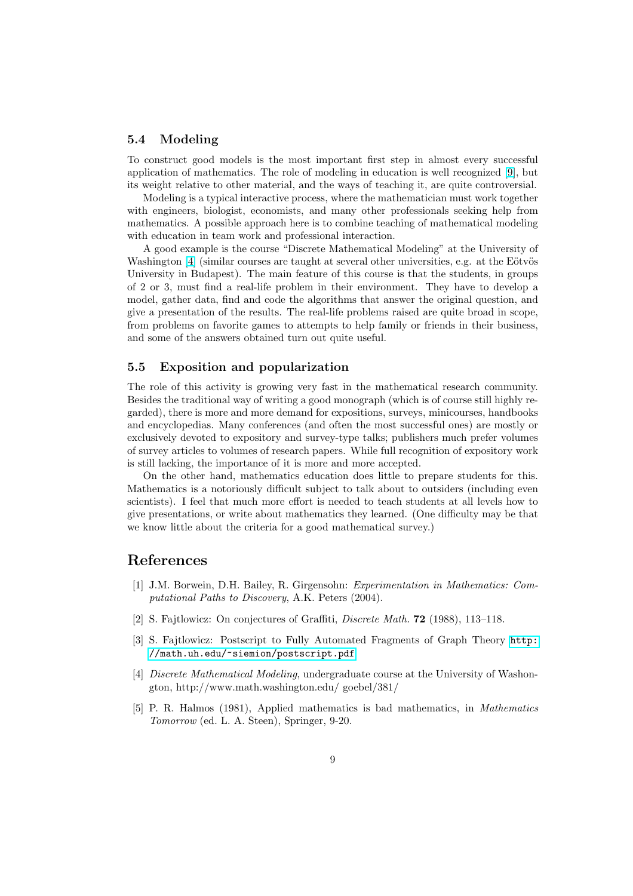### 5.4 Modeling

To construct good models is the most important first step in almost every successful application of mathematics. The role of modeling in education is well recognized [9], but its weight relative to other material, and the ways of teaching it, are quite controversial.

Modeling is a typical interactive process, where the mathematician must work together with engineers, biologist, economists, and many other professionals seeking help from mathematics. A possible approach here is to combine teaching of mathematical modeling with education in team work and professional interaction.

A good example is the course "Discrete Mathematical Modeling" at the University of Washington [4] (similar courses are taught at several other universities, e.g. at the Eötvös University in Budapest). The main feature of this course is that the students, in groups of 2 or 3, must find a real-life problem in their environment. They have to develop a model, gather data, find and code the algorithms that answer the original question, and give a presentation of the results. The real-life problems raised are quite broad in scope, from problems on favorite games to attempts to help family or friends in their business, and some of the answers obtained turn out quite useful.

### 5.5 Exposition and popularization

The role of this activity is growing very fast in the mathematical research community. Besides the traditional way of writing a good monograph (which is of course still highly regarded), there is more and more demand for expositions, surveys, minicourses, handbooks and encyclopedias. Many conferences (and often the most successful ones) are mostly or exclusively devoted to expository and survey-type talks; publishers much prefer volumes of survey articles to volumes of research papers. While full recognition of expository work is still lacking, the importance of it is more and more accepted.

On the other hand, mathematics education does little to prepare students for this. Mathematics is a notoriously difficult subject to talk about to outsiders (including even scientists). I feel that much more effort is needed to teach students at all levels how to give presentations, or write about mathematics they learned. (One difficulty may be that we know little about the criteria for a good mathematical survey.)

## References

[1] J.M. Borwein, D.H. Bailey, R. Girgensohn: *Experimentation in Mathematics: Computational Paths to Discovery*, A.K. Peters (2004).

[2] S. Fajtlowicz: On conjectures of Graffiti, *Discrete Math.* **72** (1988), 113–118.

[3] S. Fajtlowicz: Postscript to Fully Automated Fragments of Graph Theory http://math.uh.edu/~siemion/postscript.pdf

[4] *Discrete Mathematical Modeling*, undergraduate course at the University of Washongton, http://www.math.washington.edu/ goebel/381/

[5] P. R. Halmos (1981), Applied mathematics is bad mathematics, in *Mathematics Tomorrow* (ed. L. A. Steen), Springer, 9-20.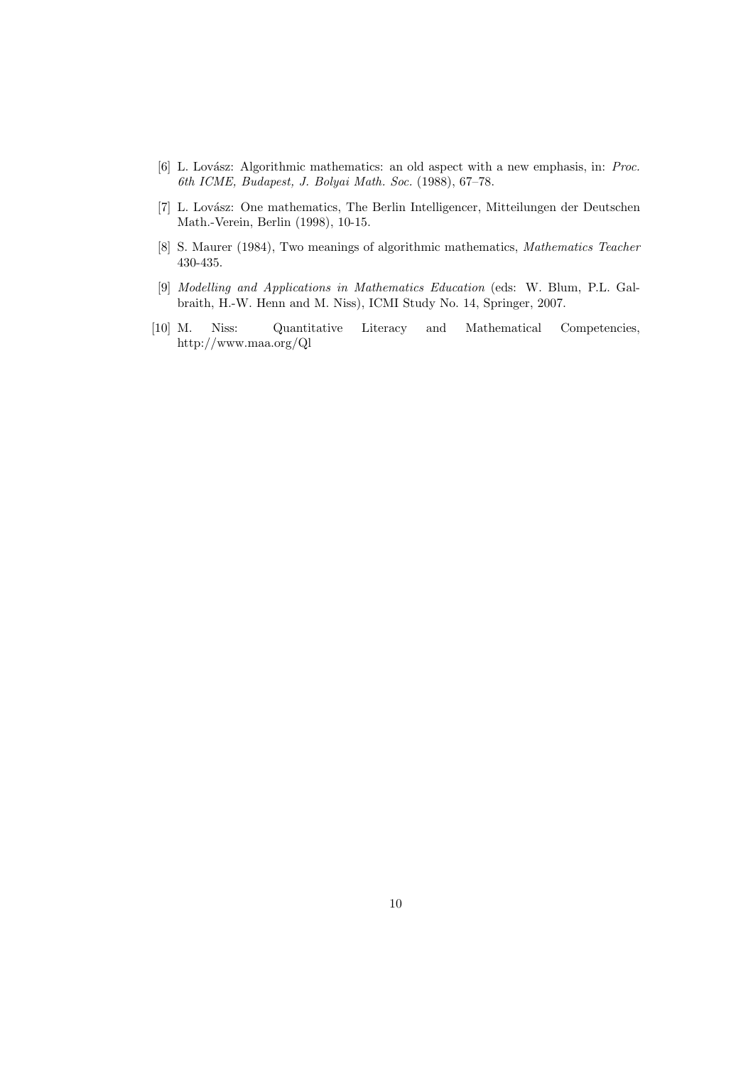[6] L. Lovász: Algorithmic mathematics: an old aspect with a new emphasis, in: *Proc. 6th ICME, Budapest, J. Bolyai Math. Soc.* (1988), 67–78.

[7] L. Lovász: One mathematics, The Berlin Intelligencer, Mitteilungen der Deutschen Math.-Verein, Berlin (1998), 10-15.

[8] S. Maurer (1984), Two meanings of algorithmic mathematics, *Mathematics Teacher* 430-435.

[9] *Modelling and Applications in Mathematics Education* (eds: W. Blum, P.L. Galbraith, H.-W. Henn and M. Niss), ICMI Study No. 14, Springer, 2007.

[10] M. Niss: Quantitative Literacy and Mathematical Competencies, http://www.maa.org/Ql